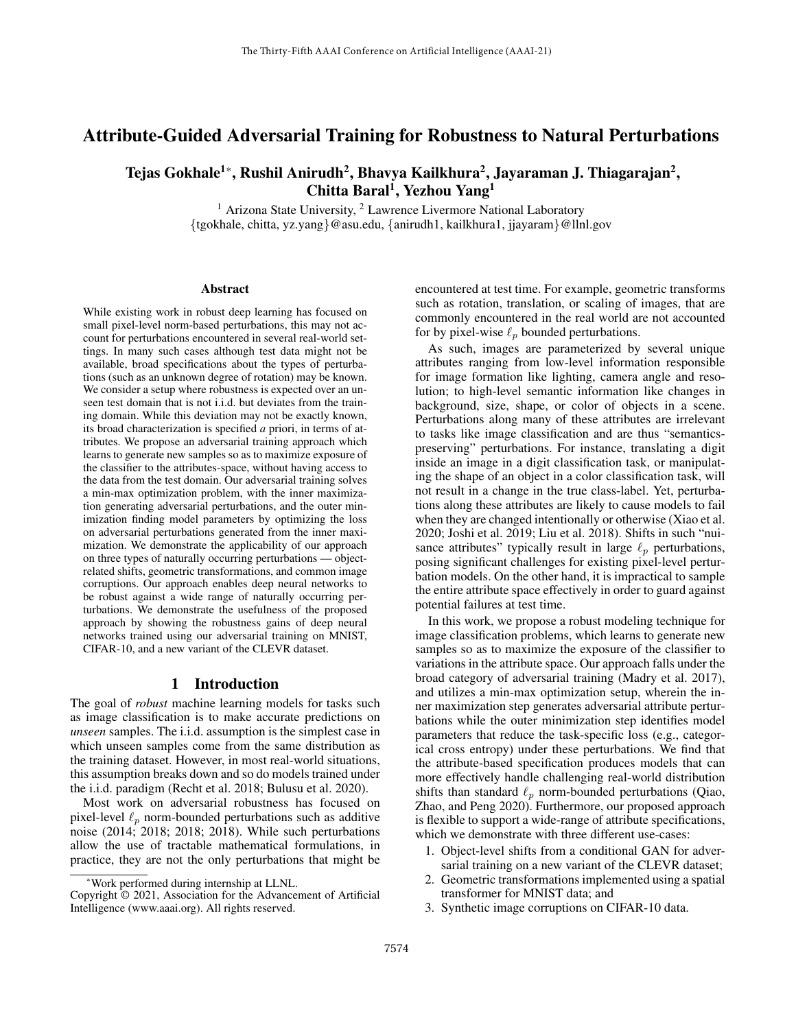# Attribute-Guided Adversarial Training for Robustness to Natural Perturbations

**Tejas Gokhale[1]*, Rushil Anirudh[2], Bhavya Kailkhura[2], Jayaraman J. Thiagarajan[2], Chitta Baral[1], Yezhou Yang[1]**

[1] Arizona State University, [2] Lawrence Livermore National Laboratory
{tgokhale, chitta, yz.yang}@asu.edu, {anirudh1, kailkhura1, jjayaram}@llnl.gov

### Abstract

While existing work in robust deep learning has focused on small pixel-level norm-based perturbations, this may not account for perturbations encountered in several real-world settings. In many such cases although test data might not be available, broad specifications about the types of perturbations (such as an unknown degree of rotation) may be known. We consider a setup where robustness is expected over an unseen test domain that is not i.i.d. but deviates from the training domain. While this deviation may not be exactly known, its broad characterization is specified *a* priori, in terms of attributes. We propose an adversarial training approach which learns to generate new samples so as to maximize exposure of the classifier to the attributes-space, without having access to the data from the test domain. Our adversarial training solves a min-max optimization problem, with the inner maximization generating adversarial perturbations, and the outer minimization finding model parameters by optimizing the loss on adversarial perturbations generated from the inner maximization. We demonstrate the applicability of our approach on three types of naturally occurring perturbations — object-related shifts, geometric transformations, and common image corruptions. Our approach enables deep neural networks to be robust against a wide range of naturally occurring perturbations. We demonstrate the usefulness of the proposed approach by showing the robustness gains of deep neural networks trained using our adversarial training on MNIST, CIFAR-10, and a new variant of the CLEVR dataset.

## 1 Introduction

The goal of *robust* machine learning models for tasks such as image classification is to make accurate predictions on *unseen* samples. The i.i.d. assumption is the simplest case in which unseen samples come from the same distribution as the training dataset. However, in most real-world situations, this assumption breaks down and so do models trained under the i.i.d. paradigm (Recht et al. 2018; Bulusu et al. 2020).

Most work on adversarial robustness has focused on pixel-level $\ell_p$ norm-bounded perturbations such as additive noise (2014; 2018; 2018; 2018). While such perturbations allow the use of tractable mathematical formulations, in practice, they are not the only perturbations that might be encountered at test time. For example, geometric transforms such as rotation, translation, or scaling of images, that are commonly encountered in the real world are not accounted for by pixel-wise $\ell_p$ bounded perturbations.

As such, images are parameterized by several unique attributes ranging from low-level information responsible for image formation like lighting, camera angle and resolution; to high-level semantic information like changes in background, size, shape, or color of objects in a scene. Perturbations along many of these attributes are irrelevant to tasks like image classification and are thus "semantics-preserving" perturbations. For instance, translating a digit inside an image in a digit classification task, or manipulating the shape of an object in a color classification task, will not result in a change in the true class-label. Yet, perturbations along these attributes are likely to cause models to fail when they are changed intentionally or otherwise (Xiao et al. 2020; Joshi et al. 2019; Liu et al. 2018). Shifts in such "nuisance attributes" typically result in large $\ell_p$ perturbations, posing significant challenges for existing pixel-level perturbation models. On the other hand, it is impractical to sample the entire attribute space effectively in order to guard against potential failures at test time.

In this work, we propose a robust modeling technique for image classification problems, which learns to generate new samples so as to maximize the exposure of the classifier to variations in the attribute space. Our approach falls under the broad category of adversarial training (Madry et al. 2017), and utilizes a min-max optimization setup, wherein the inner maximization step generates adversarial attribute perturbations while the outer minimization step identifies model parameters that reduce the task-specific loss (e.g., categorical cross entropy) under these perturbations. We find that the attribute-based specification produces models that can more effectively handle challenging real-world distribution shifts than standard $\ell_p$ norm-bounded perturbations (Qiao, Zhao, and Peng 2020). Furthermore, our proposed approach is flexible to support a wide-range of attribute specifications, which we demonstrate with three different use-cases:

1. Object-level shifts from a conditional GAN for adversarial training on a new variant of the CLEVR dataset;
2. Geometric transformations implemented using a spatial transformer for MNIST data; and
3. Synthetic image corruptions on CIFAR-10 data.

*Work performed during internship at LLNL.
Copyright © 2021, Association for the Advancement of Artificial Intelligence (www.aaai.org). All rights reserved.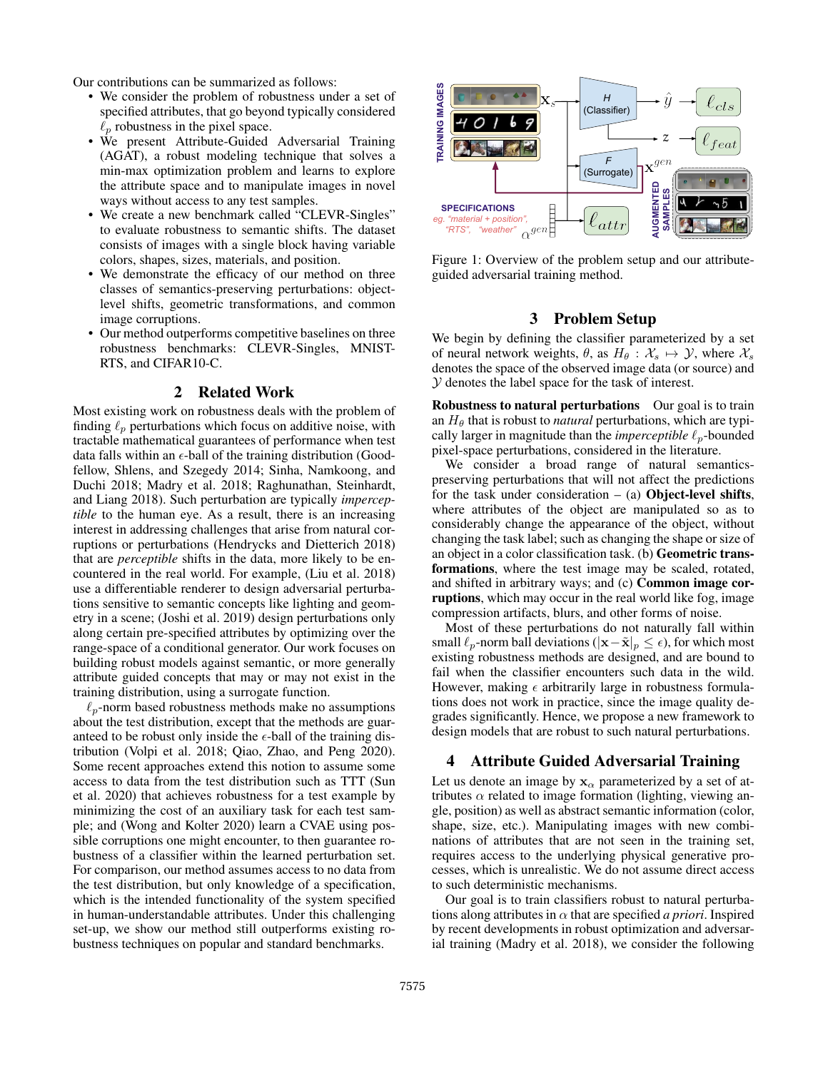Our contributions can be summarized as follows:

- We consider the problem of robustness under a set of specified attributes, that go beyond typically considered $\ell_p$ robustness in the pixel space.
- We present Attribute-Guided Adversarial Training (AGAT), a robust modeling technique that solves a min-max optimization problem and learns to explore the attribute space and to manipulate images in novel ways without access to any test samples.
- We create a new benchmark called "CLEVR-Singles" to evaluate robustness to semantic shifts. The dataset consists of images with a single block having variable colors, shapes, sizes, materials, and position.
- We demonstrate the efficacy of our method on three classes of semantics-preserving perturbations: object-level shifts, geometric transformations, and common image corruptions.
- Our method outperforms competitive baselines on three robustness benchmarks: CLEVR-Singles, MNIST-RTS, and CIFAR10-C.

## 2 Related Work

Most existing work on robustness deals with the problem of finding $\ell_p$ perturbations which focus on additive noise, with tractable mathematical guarantees of performance when test data falls within an $\epsilon$-ball of the training distribution (Goodfellow, Shlens, and Szegedy 2014; Sinha, Namkoong, and Duchi 2018; Madry et al. 2018; Raghunathan, Steinhardt, and Liang 2018). Such perturbation are typically *imperceptible* to the human eye. As a result, there is an increasing interest in addressing challenges that arise from natural corruptions or perturbations (Hendrycks and Dietterich 2018) that are *perceptible* shifts in the data, more likely to be encountered in the real world. For example, (Liu et al. 2018) use a differentiable renderer to design adversarial perturbations sensitive to semantic concepts like lighting and geometry in a scene; (Joshi et al. 2019) design perturbations only along certain pre-specified attributes by optimizing over the range-space of a conditional generator. Our work focuses on building robust models against semantic, or more generally attribute guided concepts that may or may not exist in the training distribution, using a surrogate function.

$\ell_p$-norm based robustness methods make no assumptions about the test distribution, except that the methods are guaranteed to be robust only inside the $\epsilon$-ball of the training distribution (Volpi et al. 2018; Qiao, Zhao, and Peng 2020). Some recent approaches extend this notion to assume some access to data from the test distribution such as TTT (Sun et al. 2020) that achieves robustness for a test example by minimizing the cost of an auxiliary task for each test sample; and (Wong and Kolter 2020) learn a CVAE using possible corruptions one might encounter, to then guarantee robustness of a classifier within the learned perturbation set. For comparison, our method assumes access to no data from the test distribution, but only knowledge of a specification, which is the intended functionality of the system specified in human-understandable attributes. Under this challenging set-up, we show our method still outperforms existing robustness techniques on popular and standard benchmarks.

Figure 1: Overview of the problem setup and our attribute-guided adversarial training method.

## 3 Problem Setup

We begin by defining the classifier parameterized by a set of neural network weights, $\theta$, as $H_\theta : \mathcal{X}_s \mapsto \mathcal{Y}$, where $\mathcal{X}_s$ denotes the space of the observed image data (or source) and $\mathcal{Y}$ denotes the label space for the task of interest.

**Robustness to natural perturbations** Our goal is to train an $H_\theta$ that is robust to *natural* perturbations, which are typically larger in magnitude than the *imperceptible* $\ell_p$-bounded pixel-space perturbations, considered in the literature.

We consider a broad range of natural semantics-preserving perturbations that will not affect the predictions for the task under consideration – (a) **Object-level shifts**, where attributes of the object are manipulated so as to considerably change the appearance of the object, without changing the task label; such as changing the shape or size of an object in a color classification task. (b) **Geometric transformations**, where the test image may be scaled, rotated, and shifted in arbitrary ways; and (c) **Common image corruptions**, which may occur in the real world like fog, image compression artifacts, blurs, and other forms of noise.

Most of these perturbations do not naturally fall within small $\ell_p$-norm ball deviations ($|\mathbf{x} - \tilde{\mathbf{x}}|_p \leq \epsilon$), for which most existing robustness methods are designed, and are bound to fail when the classifier encounters such data in the wild. However, making $\epsilon$ arbitrarily large in robustness formulations does not work in practice, since the image quality degrades significantly. Hence, we propose a new framework to design models that are robust to such natural perturbations.

## 4 Attribute Guided Adversarial Training

Let us denote an image by $\mathbf{x}_\alpha$ parameterized by a set of attributes $\alpha$ related to image formation (lighting, viewing angle, position) as well as abstract semantic information (color, shape, size, etc.). Manipulating images with new combinations of attributes that are not seen in the training set, requires access to the underlying physical generative processes, which is unrealistic. We do not assume direct access to such deterministic mechanisms.

Our goal is to train classifiers robust to natural perturbations along attributes in $\alpha$ that are specified *a priori*. Inspired by recent developments in robust optimization and adversarial training (Madry et al. 2018), we consider the following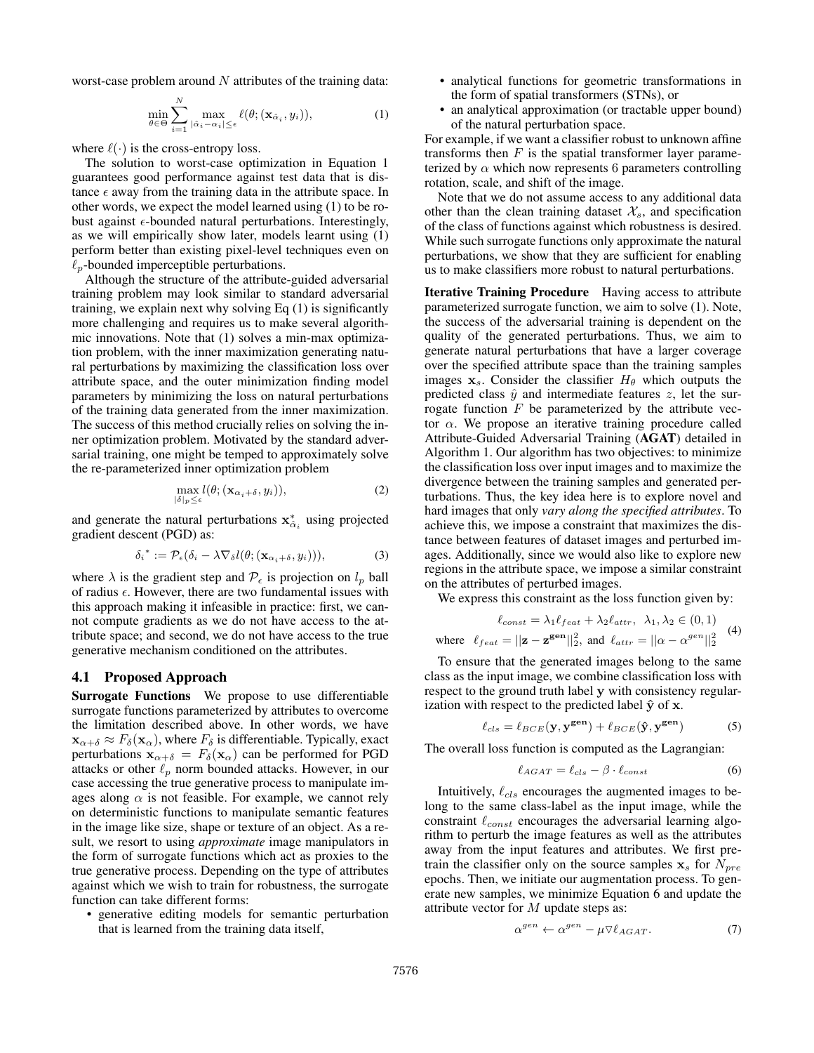worst-case problem around $N$ attributes of the training data:

$$\min_{\theta \in \Theta} \sum_{i=1}^{N} \max_{|\hat{\alpha}_i - \alpha_i| \leq \epsilon} \ell(\theta; (\mathbf{x}_{\hat{\alpha}_i}, y_i)), \tag{1}$$

where $\ell(\cdot)$ is the cross-entropy loss.

The solution to worst-case optimization in Equation 1 guarantees good performance against test data that is distance $\epsilon$ away from the training data in the attribute space. In other words, we expect the model learned using (1) to be robust against $\epsilon$-bounded natural perturbations. Interestingly, as we will empirically show later, models learnt using (1) perform better than existing pixel-level techniques even on $\ell_p$-bounded imperceptible perturbations.

Although the structure of the attribute-guided adversarial training problem may look similar to standard adversarial training, we explain next why solving Eq (1) is significantly more challenging and requires us to make several algorithmic innovations. Note that (1) solves a min-max optimization problem, with the inner maximization generating natural perturbations by maximizing the classification loss over attribute space, and the outer minimization finding model parameters by minimizing the loss on natural perturbations of the training data generated from the inner maximization. The success of this method crucially relies on solving the inner optimization problem. Motivated by the standard adversarial training, one might be temped to approximately solve the re-parameterized inner optimization problem

$$\max_{|\delta|_p \leq \epsilon} l(\theta; (\mathbf{x}_{\alpha_i + \delta}, y_i)), \tag{2}$$

and generate the natural perturbations $\mathbf{x}^*_{\hat{\alpha}_i}$ using projected gradient descent (PGD) as:

$$\delta_i{}^* := \mathcal{P}_\epsilon(\delta_i - \lambda \nabla_\delta l(\theta; (\mathbf{x}_{\alpha_i+\delta}, y_i))), \tag{3}$$

where $\lambda$ is the gradient step and $\mathcal{P}_\epsilon$ is projection on $l_p$ ball of radius $\epsilon$. However, there are two fundamental issues with this approach making it infeasible in practice: first, we cannot compute gradients as we do not have access to the attribute space; and second, we do not have access to the true generative mechanism conditioned on the attributes.

## 4.1 Proposed Approach

**Surrogate Functions** We propose to use differentiable surrogate functions parameterized by attributes to overcome the limitation described above. In other words, we have $\mathbf{x}_{\alpha+\delta} \approx F_\delta(\mathbf{x}_\alpha)$, where $F_\delta$ is differentiable. Typically, exact perturbations $\mathbf{x}_{\alpha+\delta} = F_\delta(\mathbf{x}_\alpha)$ can be performed for PGD attacks or other $\ell_p$ norm bounded attacks. However, in our case accessing the true generative process to manipulate images along $\alpha$ is not feasible. For example, we cannot rely on deterministic functions to manipulate semantic features in the image like size, shape or texture of an object. As a result, we resort to using *approximate* image manipulators in the form of surrogate functions which act as proxies to the true generative process. Depending on the type of attributes against which we wish to train for robustness, the surrogate function can take different forms:

- generative editing models for semantic perturbation that is learned from the training data itself,
- analytical functions for geometric transformations in the form of spatial transformers (STNs), or
- an analytical approximation (or tractable upper bound) of the natural perturbation space.

For example, if we want a classifier robust to unknown affine transforms then $F$ is the spatial transformer layer parameterized by $\alpha$ which now represents 6 parameters controlling rotation, scale, and shift of the image.

Note that we do not assume access to any additional data other than the clean training dataset $\mathcal{X}_s$, and specification of the class of functions against which robustness is desired. While such surrogate functions only approximate the natural perturbations, we show that they are sufficient for enabling us to make classifiers more robust to natural perturbations.

**Iterative Training Procedure** Having access to attribute parameterized surrogate function, we aim to solve (1). Note, the success of the adversarial training is dependent on the quality of the generated perturbations. Thus, we aim to generate natural perturbations that have a larger coverage over the specified attribute space than the training samples images $\mathbf{x}_s$. Consider the classifier $H_\theta$ which outputs the predicted class $\hat{y}$ and intermediate features $z$, let the surrogate function $F$ be parameterized by the attribute vector $\alpha$. We propose an iterative training procedure called Attribute-Guided Adversarial Training (**AGAT**) detailed in Algorithm 1. Our algorithm has two objectives: to minimize the classification loss over input images and to maximize the divergence between the training samples and generated perturbations. Thus, the key idea here is to explore novel and hard images that only *vary along the specified attributes*. To achieve this, we impose a constraint that maximizes the distance between features of dataset images and perturbed images. Additionally, since we would also like to explore new regions in the attribute space, we impose a similar constraint on the attributes of perturbed images.

We express this constraint as the loss function given by:

$$\ell_{const} = \lambda_1 \ell_{feat} + \lambda_2 \ell_{attr}, \quad \lambda_1, \lambda_2 \in (0,1)$$
$$\text{where} \quad \ell_{feat} = ||\mathbf{z} - \mathbf{z^{gen}}||_2^2, \text{ and } \ell_{attr} = ||\alpha - \alpha^{gen}||_2^2 \tag{4}$$

To ensure that the generated images belong to the same class as the input image, we combine classification loss with respect to the ground truth label $\mathbf{y}$ with consistency regularization with respect to the predicted label $\hat{\mathbf{y}}$ of $\mathbf{x}$.

$$\ell_{cls} = \ell_{BCE}(\mathbf{y}, \mathbf{y^{gen}}) + \ell_{BCE}(\hat{\mathbf{y}}, \mathbf{y^{gen}}) \tag{5}$$

The overall loss function is computed as the Lagrangian:

$$\ell_{AGAT} = \ell_{cls} - \beta \cdot \ell_{const} \tag{6}$$

Intuitively, $\ell_{cls}$ encourages the augmented images to belong to the same class-label as the input image, while the constraint $\ell_{const}$ encourages the adversarial learning algorithm to perturb the image features as well as the attributes away from the input features and attributes. We first pretrain the classifier only on the source samples $\mathbf{x}_s$ for $N_{pre}$ epochs. Then, we initiate our augmentation process. To generate new samples, we minimize Equation 6 and update the attribute vector for $M$ update steps as:

$$\alpha^{gen} \leftarrow \alpha^{gen} - \mu \nabla \ell_{AGAT}. \tag{7}$$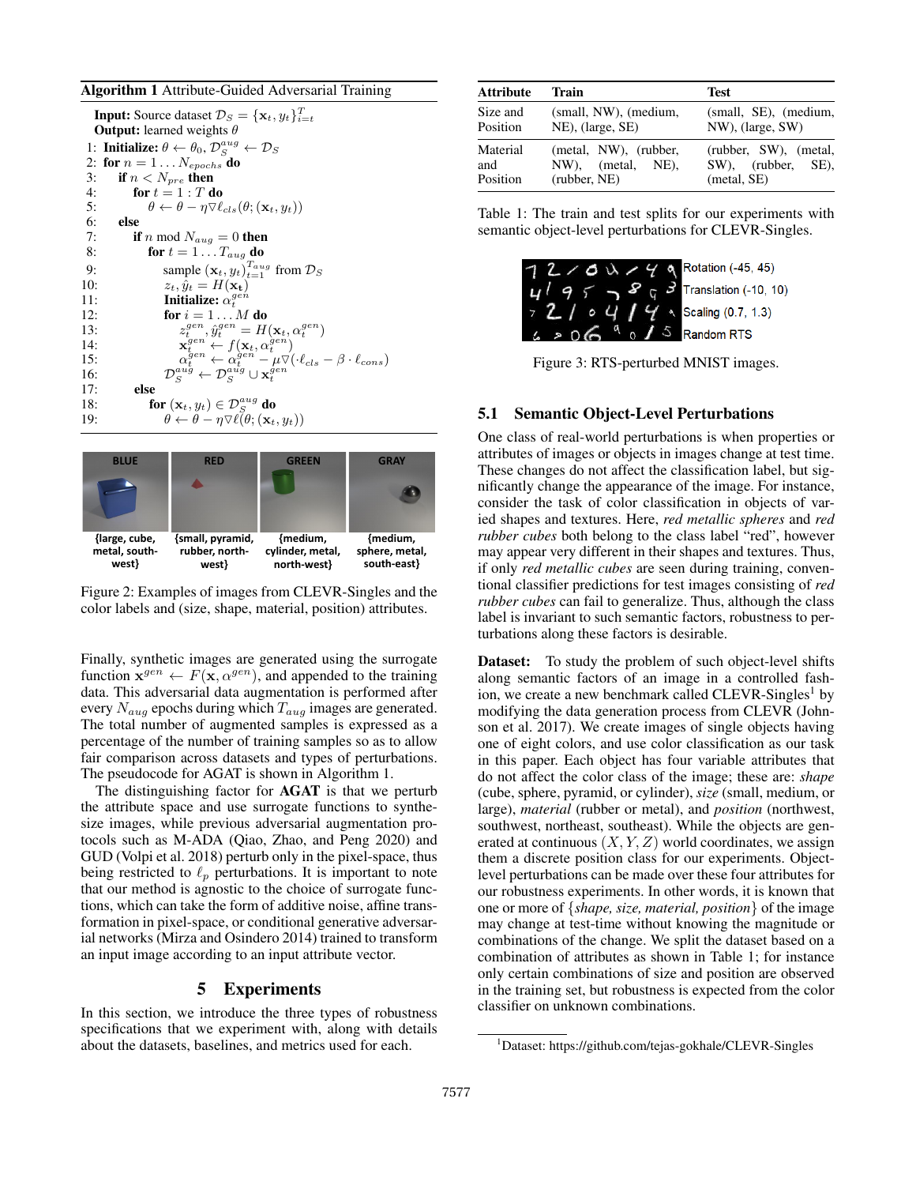**Algorithm 1** Attribute-Guided Adversarial Training

**Input:** Source dataset $\mathcal{D}_S = \{\mathbf{x}_t, y_t\}_{i=t}^{T}$
**Output:** learned weights $\theta$

```
1:  Initialize: θ ← θ_0, D_S^aug ← D_S
2:  for n = 1 ... N_epochs do
3:    if n < N_pre then
4:      for t = 1 : T do
5:        θ ← θ − η∇ℓ_cls(θ; (x_t, y_t))
6:    else
7:      if n mod N_aug = 0 then
8:        for t = 1 ... T_aug do
9:          sample (x_t, y_t)_{t=1}^{T_aug} from D_S
10:         z_t, ŷ_t = H(x_t)
11:         Initialize: α_t^gen
12:         for i = 1 ... M do
13:           z_t^gen, ŷ_t^gen = H(x_t, α_t^gen)
14:           x_t^gen ← f(x_t, α_t^gen)
15:           α_t^gen ← α_t^gen − μ∇(·ℓ_cls − β · ℓ_cons)
16:         D_S^aug ← D_S^aug ∪ x_t^gen
17:     else
18:       for (x_t, y_t) ∈ D_S^aug do
19:         θ ← θ − η∇ℓ(θ; (x_t, y_t))
```

| BLUE | RED | GREEN | GRAY |
|---|---|---|---|
| {large, cube, metal, south-west} | {small, pyramid, rubber, north-west} | {medium, cylinder, metal, north-west} | {medium, sphere, metal, south-east} |

Figure 2: Examples of images from CLEVR-Singles and the color labels and (size, shape, material, position) attributes.

Finally, synthetic images are generated using the surrogate function $\mathbf{x}^{gen} \leftarrow F(\mathbf{x}, \alpha^{gen})$, and appended to the training data. This adversarial data augmentation is performed after every $N_{aug}$ epochs during which $T_{aug}$ images are generated. The total number of augmented samples is expressed as a percentage of the number of training samples so as to allow fair comparison across datasets and types of perturbations. The pseudocode for AGAT is shown in Algorithm 1.

The distinguishing factor for **AGAT** is that we perturb the attribute space and use surrogate functions to synthesize images, while previous adversarial augmentation protocols such as M-ADA (Qiao, Zhao, and Peng 2020) and GUD (Volpi et al. 2018) perturb only in the pixel-space, thus being restricted to $\ell_p$ perturbations. It is important to note that our method is agnostic to the choice of surrogate functions, which can take the form of additive noise, affine transformation in pixel-space, or conditional generative adversarial networks (Mirza and Osindero 2014) trained to transform an input image according to an input attribute vector.

# 5 Experiments

In this section, we introduce the three types of robustness specifications that we experiment with, along with details about the datasets, baselines, and metrics used for each.

| Attribute | Train | Test |
|---|---|---|
| Size and Position | (small, NW), (medium, NE), (large, SE) | (small, SE), (medium, NW), (large, SW) |
| Material and Position | (metal, NW), (rubber, NW), (metal, NE), (rubber, NE) | (rubber, SW), (metal, SW), (rubber, SE), (metal, SE) |

Table 1: The train and test splits for our experiments with semantic object-level perturbations for CLEVR-Singles.

Rotation (-45, 45)
Translation (-10, 10)
Scaling (0.7, 1.3)
Random RTS

Figure 3: RTS-perturbed MNIST images.

## 5.1 Semantic Object-Level Perturbations

One class of real-world perturbations is when properties or attributes of images or objects in images change at test time. These changes do not affect the classification label, but significantly change the appearance of the image. For instance, consider the task of color classification in objects of varied shapes and textures. Here, *red metallic spheres* and *red rubber cubes* both belong to the class label "red", however may appear very different in their shapes and textures. Thus, if only *red metallic cubes* are seen during training, conventional classifier predictions for test images consisting of *red rubber cubes* can fail to generalize. Thus, although the class label is invariant to such semantic factors, robustness to perturbations along these factors is desirable.

**Dataset:** To study the problem of such object-level shifts along semantic factors of an image in a controlled fashion, we create a new benchmark called CLEVR-Singles[1] by modifying the data generation process from CLEVR (Johnson et al. 2017). We create images of single objects having one of eight colors, and use color classification as our task in this paper. Each object has four variable attributes that do not affect the color class of the image; these are: *shape* (cube, sphere, pyramid, or cylinder), *size* (small, medium, or large), *material* (rubber or metal), and *position* (northwest, southwest, northeast, southeast). While the objects are generated at continuous $(X, Y, Z)$ world coordinates, we assign them a discrete position class for our experiments. Object-level perturbations can be made over these four attributes for our robustness experiments. In other words, it is known that one or more of {*shape, size, material, position*} of the image may change at test-time without knowing the magnitude or combinations of the change. We split the dataset based on a combination of attributes as shown in Table 1; for instance only certain combinations of size and position are observed in the training set, but robustness is expected from the color classifier on unknown combinations.

[1] Dataset: https://github.com/tejas-gokhale/CLEVR-Singles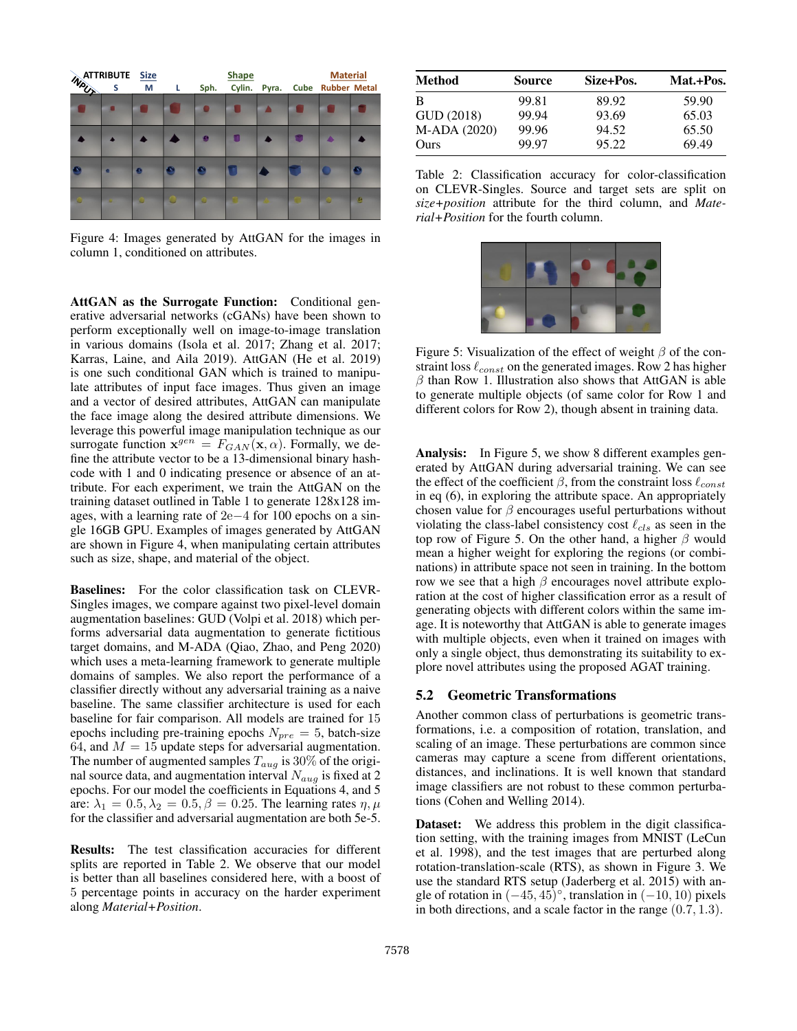Figure 4: Images generated by AttGAN for the images in column 1, conditioned on attributes.

**AttGAN as the Surrogate Function:** Conditional generative adversarial networks (cGANs) have been shown to perform exceptionally well on image-to-image translation in various domains (Isola et al. 2017; Zhang et al. 2017; Karras, Laine, and Aila 2019). AttGAN (He et al. 2019) is one such conditional GAN which is trained to manipulate attributes of input face images. Thus given an image and a vector of desired attributes, AttGAN can manipulate the face image along the desired attribute dimensions. We leverage this powerful image manipulation technique as our surrogate function $\mathbf{x}^{gen} = F_{GAN}(\mathbf{x}, \alpha)$. Formally, we define the attribute vector to be a 13-dimensional binary hashcode with 1 and 0 indicating presence or absence of an attribute. For each experiment, we train the AttGAN on the training dataset outlined in Table 1 to generate 128x128 images, with a learning rate of $2\mathrm{e}{-4}$ for 100 epochs on a single 16GB GPU. Examples of images generated by AttGAN are shown in Figure 4, when manipulating certain attributes such as size, shape, and material of the object.

**Baselines:** For the color classification task on CLEVR-Singles images, we compare against two pixel-level domain augmentation baselines: GUD (Volpi et al. 2018) which performs adversarial data augmentation to generate fictitious target domains, and M-ADA (Qiao, Zhao, and Peng 2020) which uses a meta-learning framework to generate multiple domains of samples. We also report the performance of a classifier directly without any adversarial training as a naive baseline. The same classifier architecture is used for each baseline for fair comparison. All models are trained for 15 epochs including pre-training epochs $N_{pre} = 5$, batch-size 64, and $M = 15$ update steps for adversarial augmentation. The number of augmented samples $T_{aug}$ is 30% of the original source data, and augmentation interval $N_{aug}$ is fixed at 2 epochs. For our model the coefficients in Equations 4, and 5 are: $\lambda_1 = 0.5, \lambda_2 = 0.5, \beta = 0.25$. The learning rates $\eta, \mu$ for the classifier and adversarial augmentation are both 5e-5.

**Results:** The test classification accuracies for different splits are reported in Table 2. We observe that our model is better than all baselines considered here, with a boost of 5 percentage points in accuracy on the harder experiment along *Material+Position*.

| Method | Source | Size+Pos. | Mat.+Pos. |
|---|---|---|---|
| B | 99.81 | 89.92 | 59.90 |
| GUD (2018) | 99.94 | 93.69 | 65.03 |
| M-ADA (2020) | 99.96 | 94.52 | 65.50 |
| Ours | 99.97 | 95.22 | 69.49 |

Table 2: Classification accuracy for color-classification on CLEVR-Singles. Source and target sets are split on *size+position* attribute for the third column, and *Material+Position* for the fourth column.

Figure 5: Visualization of the effect of weight $\beta$ of the constraint loss $\ell_{const}$ on the generated images. Row 2 has higher $\beta$ than Row 1. Illustration also shows that AttGAN is able to generate multiple objects (of same color for Row 1 and different colors for Row 2), though absent in training data.

**Analysis:** In Figure 5, we show 8 different examples generated by AttGAN during adversarial training. We can see the effect of the coefficient $\beta$, from the constraint loss $\ell_{const}$ in eq (6), in exploring the attribute space. An appropriately chosen value for $\beta$ encourages useful perturbations without violating the class-label consistency cost $\ell_{cls}$ as seen in the top row of Figure 5. On the other hand, a higher $\beta$ would mean a higher weight for exploring the regions (or combinations) in attribute space not seen in training. In the bottom row we see that a high $\beta$ encourages novel attribute exploration at the cost of higher classification error as a result of generating objects with different colors within the same image. It is noteworthy that AttGAN is able to generate images with multiple objects, even when it trained on images with only a single object, thus demonstrating its suitability to explore novel attributes using the proposed AGAT training.

### 5.2 Geometric Transformations

Another common class of perturbations is geometric transformations, i.e. a composition of rotation, translation, and scaling of an image. These perturbations are common since cameras may capture a scene from different orientations, distances, and inclinations. It is well known that standard image classifiers are not robust to these common perturbations (Cohen and Welling 2014).

**Dataset:** We address this problem in the digit classification setting, with the training images from MNIST (LeCun et al. 1998), and the test images that are perturbed along rotation-translation-scale (RTS), as shown in Figure 3. We use the standard RTS setup (Jaderberg et al. 2015) with angle of rotation in $(-45, 45)^{\circ}$, translation in $(-10, 10)$ pixels in both directions, and a scale factor in the range $(0.7, 1.3)$.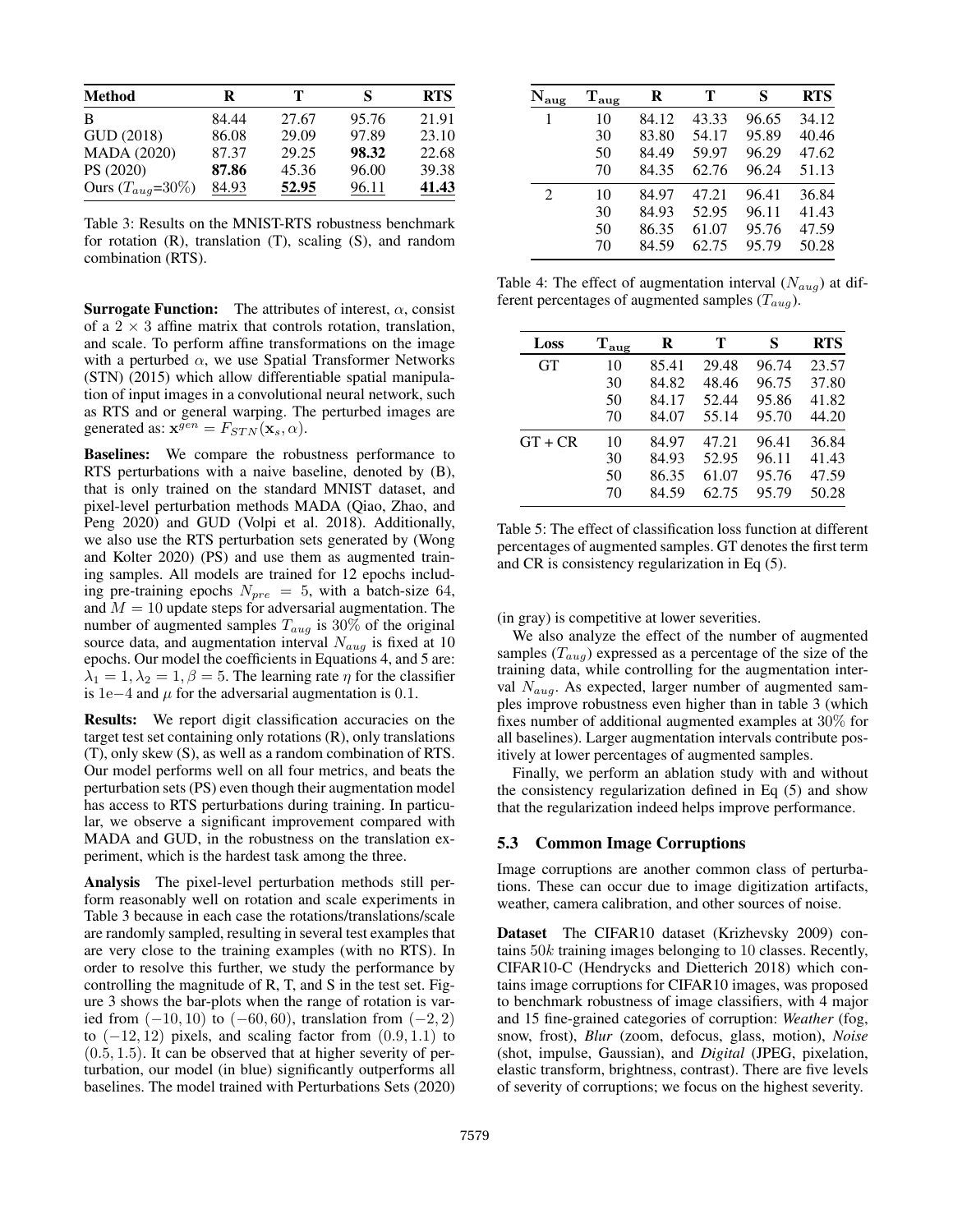| Method | R | T | S | RTS |
|---|---|---|---|---|
| B | 84.44 | 27.67 | 95.76 | 21.91 |
| GUD (2018) | 86.08 | 29.09 | 97.89 | 23.10 |
| MADA (2020) | 87.37 | 29.25 | **98.32** | 22.68 |
| PS (2020) | **87.86** | 45.36 | 96.00 | 39.38 |
| Ours ($T_{aug}$=30%) | 84.93 | **52.95** | 96.11 | **41.43** |

Table 3: Results on the MNIST-RTS robustness benchmark for rotation (R), translation (T), scaling (S), and random combination (RTS).

**Surrogate Function:** The attributes of interest, $\alpha$, consist of a $2 \times 3$ affine matrix that controls rotation, translation, and scale. To perform affine transformations on the image with a perturbed $\alpha$, we use Spatial Transformer Networks (STN) (2015) which allow differentiable spatial manipulation of input images in a convolutional neural network, such as RTS and or general warping. The perturbed images are generated as: $\mathbf{x}^{gen} = F_{STN}(\mathbf{x}_s, \alpha)$.

**Baselines:** We compare the robustness performance to RTS perturbations with a naive baseline, denoted by (B), that is only trained on the standard MNIST dataset, and pixel-level perturbation methods MADA (Qiao, Zhao, and Peng 2020) and GUD (Volpi et al. 2018). Additionally, we also use the RTS perturbation sets generated by (Wong and Kolter 2020) (PS) and use them as augmented training samples. All models are trained for 12 epochs including pre-training epochs $N_{pre} = 5$, with a batch-size 64, and $M = 10$ update steps for adversarial augmentation. The number of augmented samples $T_{aug}$ is 30% of the original source data, and augmentation interval $N_{aug}$ is fixed at 10 epochs. Our model the coefficients in Equations 4, and 5 are: $\lambda_1 = 1, \lambda_2 = 1, \beta = 5$. The learning rate $\eta$ for the classifier is 1e$-4$ and $\mu$ for the adversarial augmentation is 0.1.

**Results:** We report digit classification accuracies on the target test set containing only rotations (R), only translations (T), only skew (S), as well as a random combination of RTS. Our model performs well on all four metrics, and beats the perturbation sets (PS) even though their augmentation model has access to RTS perturbations during training. In particular, we observe a significant improvement compared with MADA and GUD, in the robustness on the translation experiment, which is the hardest task among the three.

**Analysis** The pixel-level perturbation methods still perform reasonably well on rotation and scale experiments in Table 3 because in each case the rotations/translations/scale are randomly sampled, resulting in several test examples that are very close to the training examples (with no RTS). In order to resolve this further, we study the performance by controlling the magnitude of R, T, and S in the test set. Figure 3 shows the bar-plots when the range of rotation is varied from $(-10, 10)$ to $(-60, 60)$, translation from $(-2, 2)$ to $(-12, 12)$ pixels, and scaling factor from $(0.9, 1.1)$ to $(0.5, 1.5)$. It can be observed that at higher severity of perturbation, our model (in blue) significantly outperforms all baselines. The model trained with Perturbations Sets (2020) (in gray) is competitive at lower severities.

| $\mathbf{N_{aug}}$ | $\mathbf{T_{aug}}$ | R | T | S | RTS |
|---|---|---|---|---|---|
| 1 | 10 | 84.12 | 43.33 | 96.65 | 34.12 |
| | 30 | 83.80 | 54.17 | 95.89 | 40.46 |
| | 50 | 84.49 | 59.97 | 96.29 | 47.62 |
| | 70 | 84.35 | 62.76 | 96.24 | 51.13 |
| 2 | 10 | 84.97 | 47.21 | 96.41 | 36.84 |
| | 30 | 84.93 | 52.95 | 96.11 | 41.43 |
| | 50 | 86.35 | 61.07 | 95.76 | 47.59 |
| | 70 | 84.59 | 62.75 | 95.79 | 50.28 |

Table 4: The effect of augmentation interval ($N_{aug}$) at different percentages of augmented samples ($T_{aug}$).

| Loss | $\mathbf{T_{aug}}$ | R | T | S | RTS |
|---|---|---|---|---|---|
| GT | 10 | 85.41 | 29.48 | 96.74 | 23.57 |
| | 30 | 84.82 | 48.46 | 96.75 | 37.80 |
| | 50 | 84.17 | 52.44 | 95.86 | 41.82 |
| | 70 | 84.07 | 55.14 | 95.70 | 44.20 |
| GT + CR | 10 | 84.97 | 47.21 | 96.41 | 36.84 |
| | 30 | 84.93 | 52.95 | 96.11 | 41.43 |
| | 50 | 86.35 | 61.07 | 95.76 | 47.59 |
| | 70 | 84.59 | 62.75 | 95.79 | 50.28 |

Table 5: The effect of classification loss function at different percentages of augmented samples. GT denotes the first term and CR is consistency regularization in Eq (5).

We also analyze the effect of the number of augmented samples ($T_{aug}$) expressed as a percentage of the size of the training data, while controlling for the augmentation interval $N_{aug}$. As expected, larger number of augmented samples improve robustness even higher than in table 3 (which fixes number of additional augmented examples at 30% for all baselines). Larger augmentation intervals contribute positively at lower percentages of augmented samples.

Finally, we perform an ablation study with and without the consistency regularization defined in Eq (5) and show that the regularization indeed helps improve performance.

### 5.3 Common Image Corruptions

Image corruptions are another common class of perturbations. These can occur due to image digitization artifacts, weather, camera calibration, and other sources of noise.

**Dataset** The CIFAR10 dataset (Krizhevsky 2009) contains $50k$ training images belonging to 10 classes. Recently, CIFAR10-C (Hendrycks and Dietterich 2018) which contains image corruptions for CIFAR10 images, was proposed to benchmark robustness of image classifiers, with 4 major and 15 fine-grained categories of corruption: *Weather* (fog, snow, frost), *Blur* (zoom, defocus, glass, motion), *Noise* (shot, impulse, Gaussian), and *Digital* (JPEG, pixelation, elastic transform, brightness, contrast). There are five levels of severity of corruptions; we focus on the highest severity.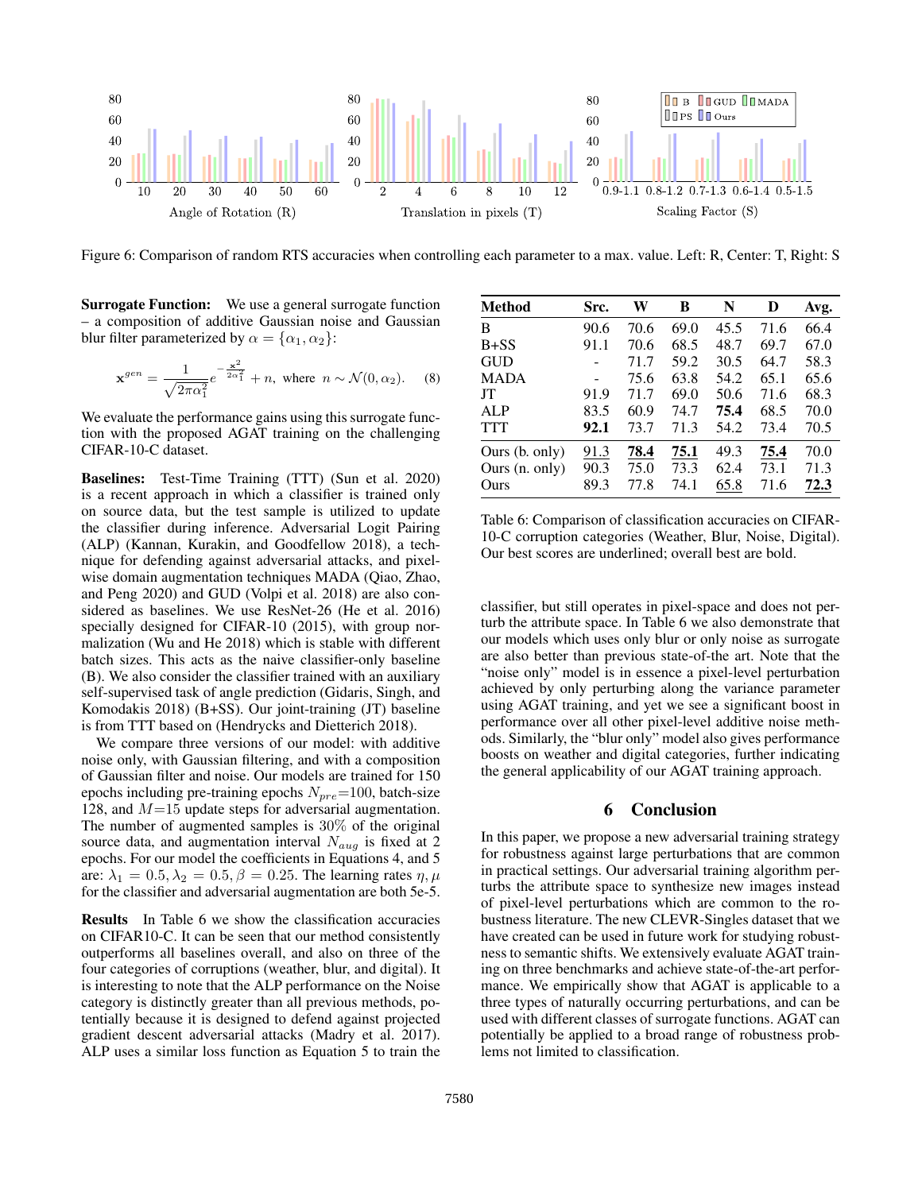Figure 6: Comparison of random RTS accuracies when controlling each parameter to a max. value. Left: R, Center: T, Right: S

**Surrogate Function:** We use a general surrogate function – a composition of additive Gaussian noise and Gaussian blur filter parameterized by $\alpha = \{\alpha_1, \alpha_2\}$:

$$\mathbf{x}^{gen} = \frac{1}{\sqrt{2\pi\alpha_1^2}} e^{-\frac{\mathbf{x}^2}{2\alpha_1^2}} + n, \text{ where } n \sim \mathcal{N}(0, \alpha_2). \quad (8)$$

We evaluate the performance gains using this surrogate function with the proposed AGAT training on the challenging CIFAR-10-C dataset.

**Baselines:** Test-Time Training (TTT) (Sun et al. 2020) is a recent approach in which a classifier is trained only on source data, but the test sample is utilized to update the classifier during inference. Adversarial Logit Pairing (ALP) (Kannan, Kurakin, and Goodfellow 2018), a technique for defending against adversarial attacks, and pixel-wise domain augmentation techniques MADA (Qiao, Zhao, and Peng 2020) and GUD (Volpi et al. 2018) are also considered as baselines. We use ResNet-26 (He et al. 2016) specially designed for CIFAR-10 (2015), with group normalization (Wu and He 2018) which is stable with different batch sizes. This acts as the naive classifier-only baseline (B). We also consider the classifier trained with an auxiliary self-supervised task of angle prediction (Gidaris, Singh, and Komodakis 2018) (B+SS). Our joint-training (JT) baseline is from TTT based on (Hendrycks and Dietterich 2018).

We compare three versions of our model: with additive noise only, with Gaussian filtering, and with a composition of Gaussian filter and noise. Our models are trained for 150 epochs including pre-training epochs $N_{pre}$=100, batch-size 128, and $M$=15 update steps for adversarial augmentation. The number of augmented samples is 30% of the original source data, and augmentation interval $N_{aug}$ is fixed at 2 epochs. For our model the coefficients in Equations 4, and 5 are: $\lambda_1 = 0.5, \lambda_2 = 0.5, \beta = 0.25$. The learning rates $\eta, \mu$ for the classifier and adversarial augmentation are both 5e-5.

**Results** In Table 6 we show the classification accuracies on CIFAR10-C. It can be seen that our method consistently outperforms all baselines overall, and also on three of the four categories of corruptions (weather, blur, and digital). It is interesting to note that the ALP performance on the Noise category is distinctly greater than all previous methods, potentially because it is designed to defend against projected gradient descent adversarial attacks (Madry et al. 2017). ALP uses a similar loss function as Equation 5 to train the classifier, but still operates in pixel-space and does not perturb the attribute space. In Table 6 we also demonstrate that our models which uses only blur or only noise as surrogate are also better than previous state-of-the art. Note that the "noise only" model is in essence a pixel-level perturbation achieved by only perturbing along the variance parameter using AGAT training, and yet we see a significant boost in performance over all other pixel-level additive noise methods. Similarly, the "blur only" model also gives performance boosts on weather and digital categories, further indicating the general applicability of our AGAT training approach.

| Method | Src. | W | B | N | D | Avg. |
|---|---|---|---|---|---|---|
| B | 90.6 | 70.6 | 69.0 | 45.5 | 71.6 | 66.4 |
| B+SS | 91.1 | 70.6 | 68.5 | 48.7 | 69.7 | 67.0 |
| GUD | - | 71.7 | 59.2 | 30.5 | 64.7 | 58.3 |
| MADA | - | 75.6 | 63.8 | 54.2 | 65.1 | 65.6 |
| JT | 91.9 | 71.7 | 69.0 | 50.6 | 71.6 | 68.3 |
| ALP | 83.5 | 60.9 | 74.7 | **75.4** | 68.5 | 70.0 |
| TTT | **92.1** | 73.7 | 71.3 | 54.2 | 73.4 | 70.5 |
| Ours (b. only) | <u>91.3</u> | <u>**78.4**</u> | <u>**75.1**</u> | 49.3 | <u>**75.4**</u> | 70.0 |
| Ours (n. only) | 90.3 | 75.0 | 73.3 | 62.4 | 73.1 | 71.3 |
| Ours | 89.3 | 77.8 | 74.1 | <u>65.8</u> | 71.6 | <u>**72.3**</u> |

Table 6: Comparison of classification accuracies on CIFAR-10-C corruption categories (Weather, Blur, Noise, Digital). Our best scores are underlined; overall best are bold.

## 6 Conclusion

In this paper, we propose a new adversarial training strategy for robustness against large perturbations that are common in practical settings. Our adversarial training algorithm perturbs the attribute space to synthesize new images instead of pixel-level perturbations which are common to the robustness literature. The new CLEVR-Singles dataset that we have created can be used in future work for studying robustness to semantic shifts. We extensively evaluate AGAT training on three benchmarks and achieve state-of-the-art performance. We empirically show that AGAT is applicable to a three types of naturally occurring perturbations, and can be used with different classes of surrogate functions. AGAT can potentially be applied to a broad range of robustness problems not limited to classification.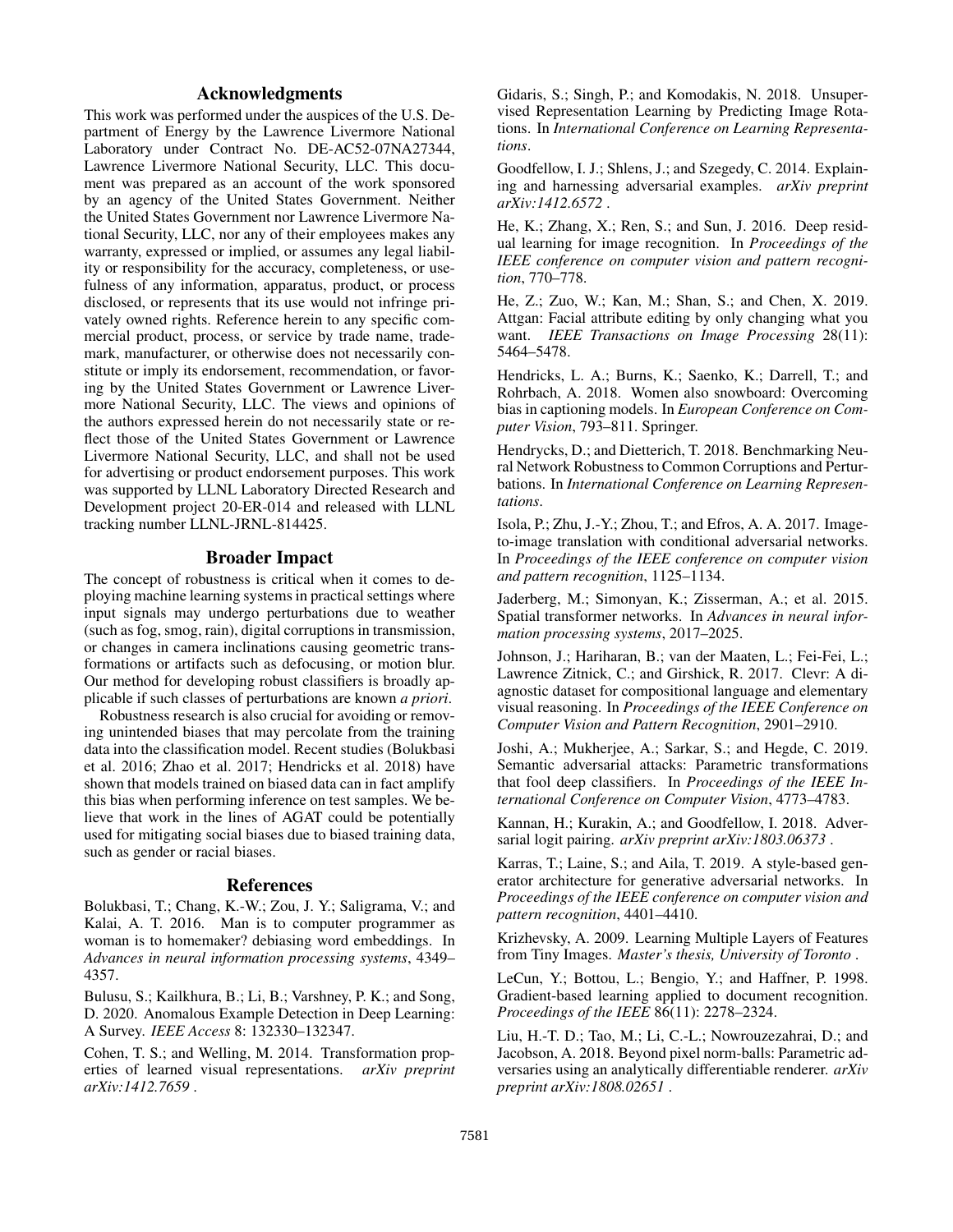## Acknowledgments

This work was performed under the auspices of the U.S. Department of Energy by the Lawrence Livermore National Laboratory under Contract No. DE-AC52-07NA27344, Lawrence Livermore National Security, LLC. This document was prepared as an account of the work sponsored by an agency of the United States Government. Neither the United States Government nor Lawrence Livermore National Security, LLC, nor any of their employees makes any warranty, expressed or implied, or assumes any legal liability or responsibility for the accuracy, completeness, or usefulness of any information, apparatus, product, or process disclosed, or represents that its use would not infringe privately owned rights. Reference herein to any specific commercial product, process, or service by trade name, trademark, manufacturer, or otherwise does not necessarily constitute or imply its endorsement, recommendation, or favoring by the United States Government or Lawrence Livermore National Security, LLC. The views and opinions of the authors expressed herein do not necessarily state or reflect those of the United States Government or Lawrence Livermore National Security, LLC, and shall not be used for advertising or product endorsement purposes. This work was supported by LLNL Laboratory Directed Research and Development project 20-ER-014 and released with LLNL tracking number LLNL-JRNL-814425.

## Broader Impact

The concept of robustness is critical when it comes to deploying machine learning systems in practical settings where input signals may undergo perturbations due to weather (such as fog, smog, rain), digital corruptions in transmission, or changes in camera inclinations causing geometric transformations or artifacts such as defocusing, or motion blur. Our method for developing robust classifiers is broadly applicable if such classes of perturbations are known *a priori*.

Robustness research is also crucial for avoiding or removing unintended biases that may percolate from the training data into the classification model. Recent studies (Bolukbasi et al. 2016; Zhao et al. 2017; Hendricks et al. 2018) have shown that models trained on biased data can in fact amplify this bias when performing inference on test samples. We believe that work in the lines of AGAT could be potentially used for mitigating social biases due to biased training data, such as gender or racial biases.

## References

Bolukbasi, T.; Chang, K.-W.; Zou, J. Y.; Saligrama, V.; and Kalai, A. T. 2016. Man is to computer programmer as woman is to homemaker? debiasing word embeddings. In *Advances in neural information processing systems*, 4349–4357.

Bulusu, S.; Kailkhura, B.; Li, B.; Varshney, P. K.; and Song, D. 2020. Anomalous Example Detection in Deep Learning: A Survey. *IEEE Access* 8: 132330–132347.

Cohen, T. S.; and Welling, M. 2014. Transformation properties of learned visual representations. *arXiv preprint arXiv:1412.7659* .

Gidaris, S.; Singh, P.; and Komodakis, N. 2018. Unsupervised Representation Learning by Predicting Image Rotations. In *International Conference on Learning Representations*.

Goodfellow, I. J.; Shlens, J.; and Szegedy, C. 2014. Explaining and harnessing adversarial examples. *arXiv preprint arXiv:1412.6572* .

He, K.; Zhang, X.; Ren, S.; and Sun, J. 2016. Deep residual learning for image recognition. In *Proceedings of the IEEE conference on computer vision and pattern recognition*, 770–778.

He, Z.; Zuo, W.; Kan, M.; Shan, S.; and Chen, X. 2019. Attgan: Facial attribute editing by only changing what you want. *IEEE Transactions on Image Processing* 28(11): 5464–5478.

Hendricks, L. A.; Burns, K.; Saenko, K.; Darrell, T.; and Rohrbach, A. 2018. Women also snowboard: Overcoming bias in captioning models. In *European Conference on Computer Vision*, 793–811. Springer.

Hendrycks, D.; and Dietterich, T. 2018. Benchmarking Neural Network Robustness to Common Corruptions and Perturbations. In *International Conference on Learning Representations*.

Isola, P.; Zhu, J.-Y.; Zhou, T.; and Efros, A. A. 2017. Image-to-image translation with conditional adversarial networks. In *Proceedings of the IEEE conference on computer vision and pattern recognition*, 1125–1134.

Jaderberg, M.; Simonyan, K.; Zisserman, A.; et al. 2015. Spatial transformer networks. In *Advances in neural information processing systems*, 2017–2025.

Johnson, J.; Hariharan, B.; van der Maaten, L.; Fei-Fei, L.; Lawrence Zitnick, C.; and Girshick, R. 2017. Clevr: A diagnostic dataset for compositional language and elementary visual reasoning. In *Proceedings of the IEEE Conference on Computer Vision and Pattern Recognition*, 2901–2910.

Joshi, A.; Mukherjee, A.; Sarkar, S.; and Hegde, C. 2019. Semantic adversarial attacks: Parametric transformations that fool deep classifiers. In *Proceedings of the IEEE International Conference on Computer Vision*, 4773–4783.

Kannan, H.; Kurakin, A.; and Goodfellow, I. 2018. Adversarial logit pairing. *arXiv preprint arXiv:1803.06373* .

Karras, T.; Laine, S.; and Aila, T. 2019. A style-based generator architecture for generative adversarial networks. In *Proceedings of the IEEE conference on computer vision and pattern recognition*, 4401–4410.

Krizhevsky, A. 2009. Learning Multiple Layers of Features from Tiny Images. *Master's thesis, University of Toronto* .

LeCun, Y.; Bottou, L.; Bengio, Y.; and Haffner, P. 1998. Gradient-based learning applied to document recognition. *Proceedings of the IEEE* 86(11): 2278–2324.

Liu, H.-T. D.; Tao, M.; Li, C.-L.; Nowrouzezahrai, D.; and Jacobson, A. 2018. Beyond pixel norm-balls: Parametric adversaries using an analytically differentiable renderer. *arXiv preprint arXiv:1808.02651* .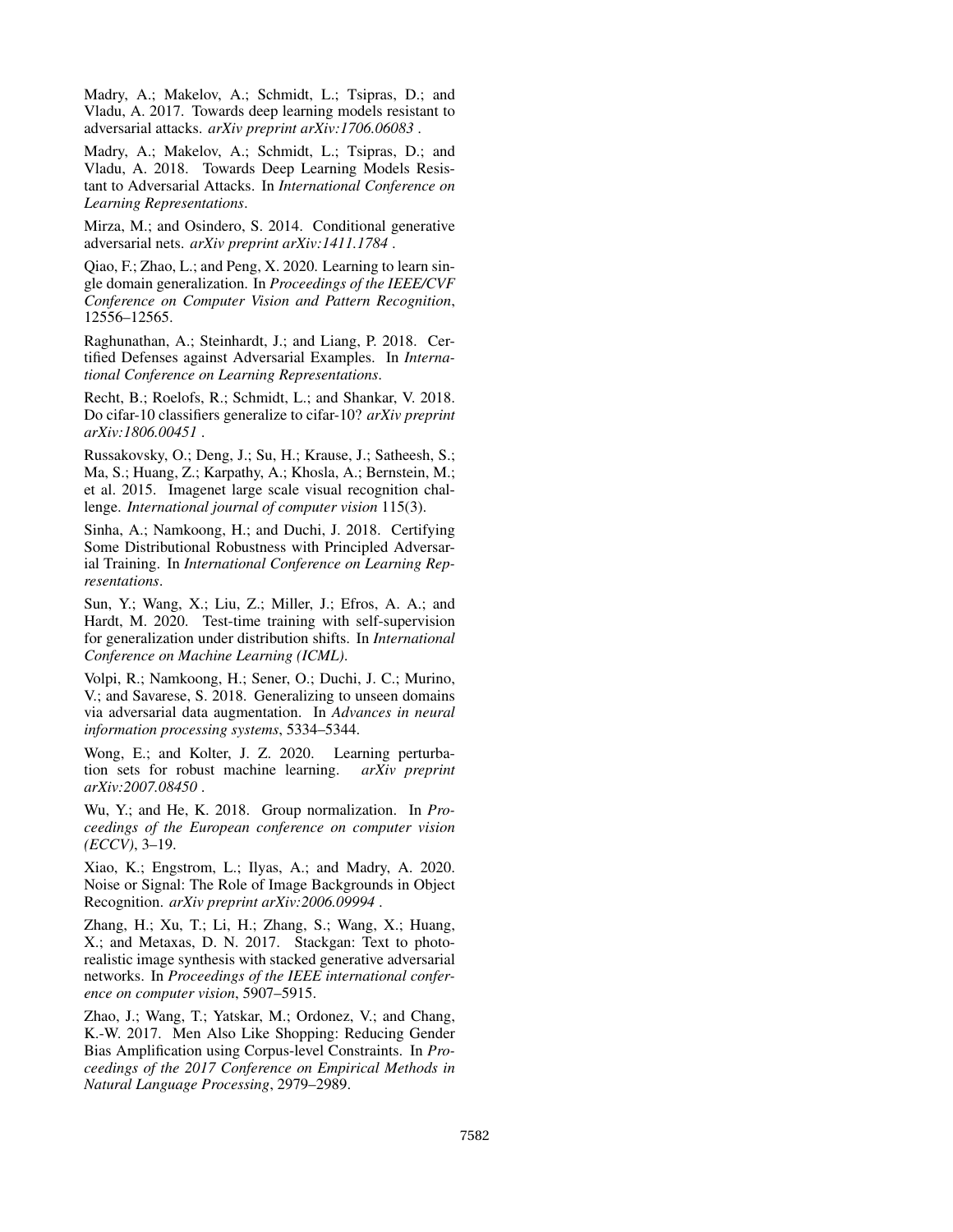Madry, A.; Makelov, A.; Schmidt, L.; Tsipras, D.; and Vladu, A. 2017. Towards deep learning models resistant to adversarial attacks. *arXiv preprint arXiv:1706.06083* .

Madry, A.; Makelov, A.; Schmidt, L.; Tsipras, D.; and Vladu, A. 2018. Towards Deep Learning Models Resistant to Adversarial Attacks. In *International Conference on Learning Representations*.

Mirza, M.; and Osindero, S. 2014. Conditional generative adversarial nets. *arXiv preprint arXiv:1411.1784* .

Qiao, F.; Zhao, L.; and Peng, X. 2020. Learning to learn single domain generalization. In *Proceedings of the IEEE/CVF Conference on Computer Vision and Pattern Recognition*, 12556–12565.

Raghunathan, A.; Steinhardt, J.; and Liang, P. 2018. Certified Defenses against Adversarial Examples. In *International Conference on Learning Representations*.

Recht, B.; Roelofs, R.; Schmidt, L.; and Shankar, V. 2018. Do cifar-10 classifiers generalize to cifar-10? *arXiv preprint arXiv:1806.00451* .

Russakovsky, O.; Deng, J.; Su, H.; Krause, J.; Satheesh, S.; Ma, S.; Huang, Z.; Karpathy, A.; Khosla, A.; Bernstein, M.; et al. 2015. Imagenet large scale visual recognition challenge. *International journal of computer vision* 115(3).

Sinha, A.; Namkoong, H.; and Duchi, J. 2018. Certifying Some Distributional Robustness with Principled Adversarial Training. In *International Conference on Learning Representations*.

Sun, Y.; Wang, X.; Liu, Z.; Miller, J.; Efros, A. A.; and Hardt, M. 2020. Test-time training with self-supervision for generalization under distribution shifts. In *International Conference on Machine Learning (ICML)*.

Volpi, R.; Namkoong, H.; Sener, O.; Duchi, J. C.; Murino, V.; and Savarese, S. 2018. Generalizing to unseen domains via adversarial data augmentation. In *Advances in neural information processing systems*, 5334–5344.

Wong, E.; and Kolter, J. Z. 2020. Learning perturbation sets for robust machine learning. *arXiv preprint arXiv:2007.08450* .

Wu, Y.; and He, K. 2018. Group normalization. In *Proceedings of the European conference on computer vision (ECCV)*, 3–19.

Xiao, K.; Engstrom, L.; Ilyas, A.; and Madry, A. 2020. Noise or Signal: The Role of Image Backgrounds in Object Recognition. *arXiv preprint arXiv:2006.09994* .

Zhang, H.; Xu, T.; Li, H.; Zhang, S.; Wang, X.; Huang, X.; and Metaxas, D. N. 2017. Stackgan: Text to photo-realistic image synthesis with stacked generative adversarial networks. In *Proceedings of the IEEE international conference on computer vision*, 5907–5915.

Zhao, J.; Wang, T.; Yatskar, M.; Ordonez, V.; and Chang, K.-W. 2017. Men Also Like Shopping: Reducing Gender Bias Amplification using Corpus-level Constraints. In *Proceedings of the 2017 Conference on Empirical Methods in Natural Language Processing*, 2979–2989.